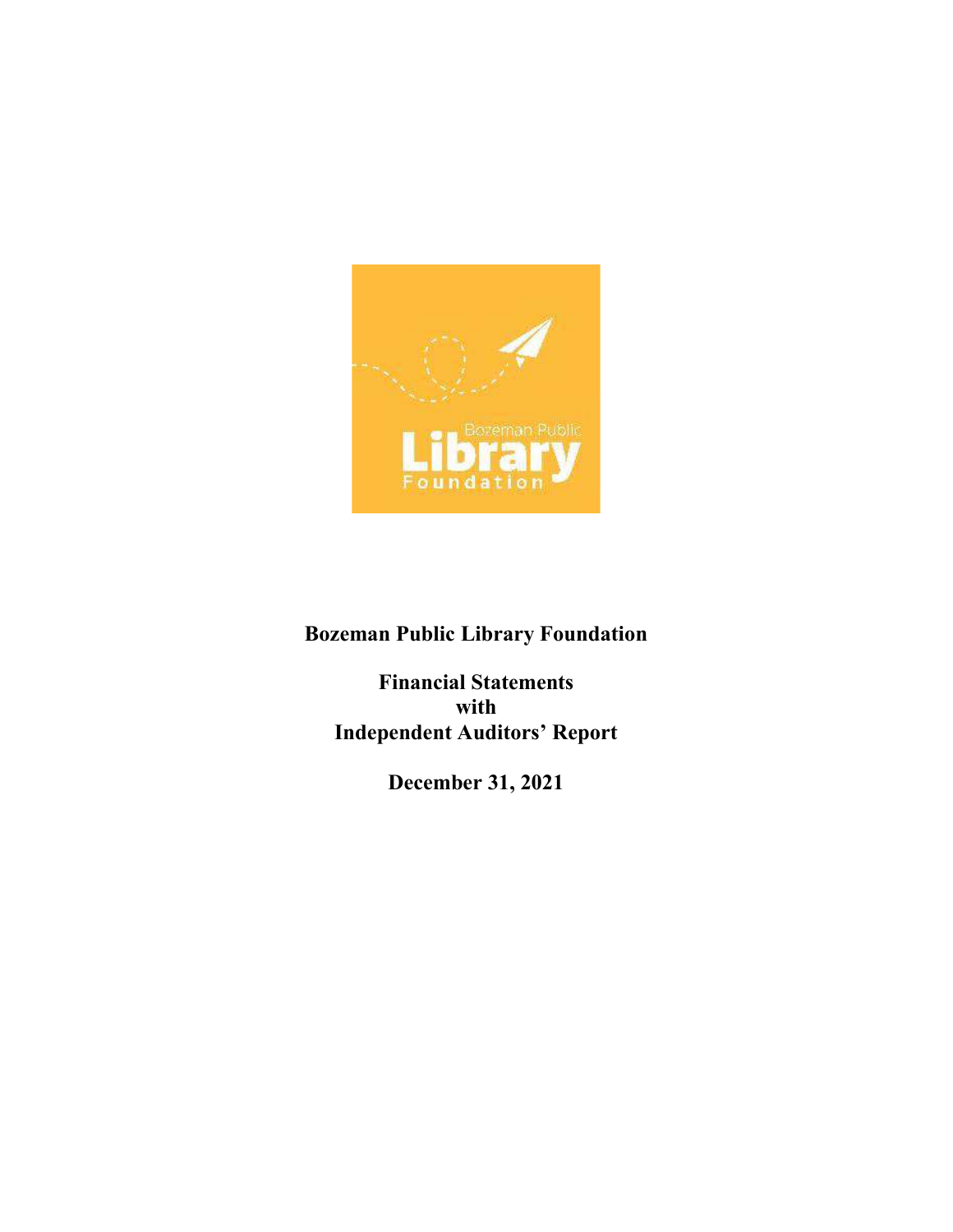# Bozeman Public Library Foundation

## Financial Statements
## with
## Independent Auditors' Report

**December 31, 2021**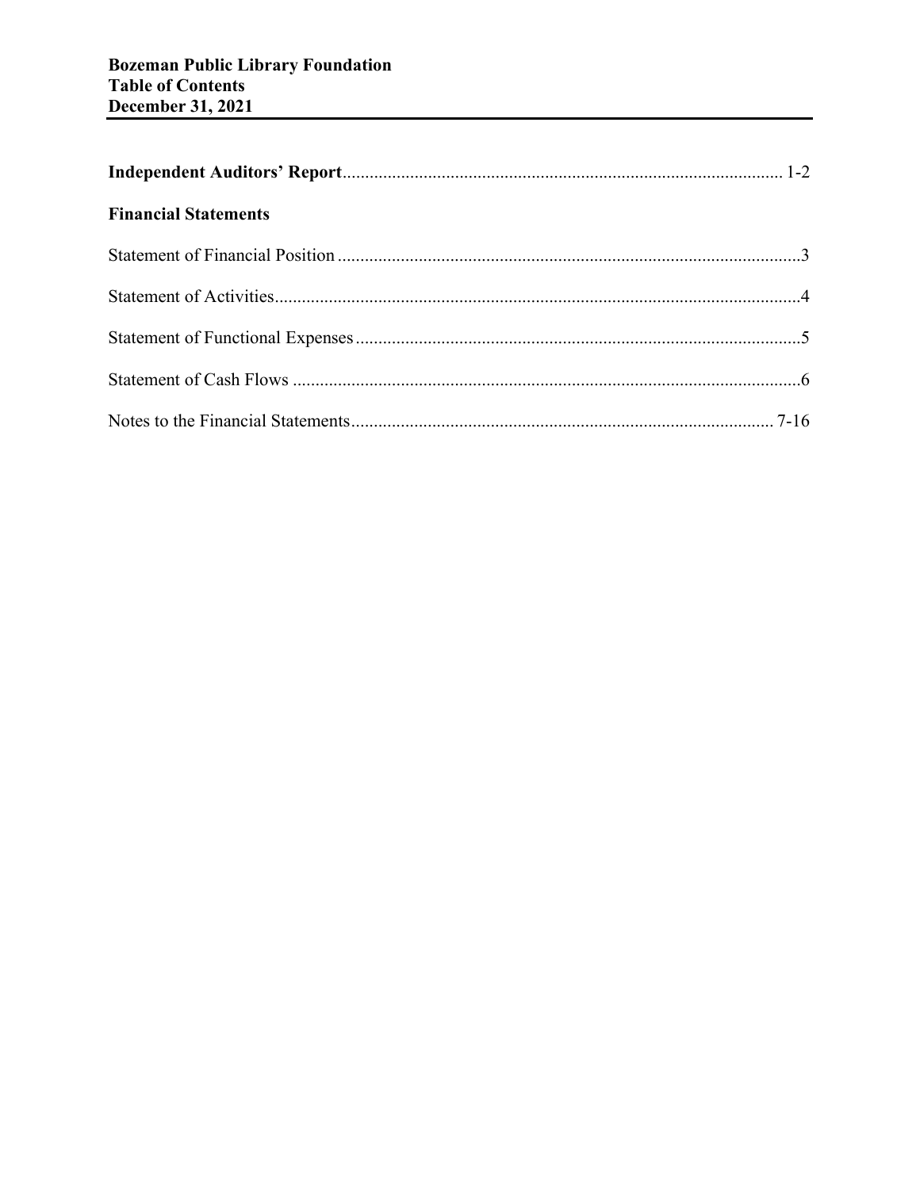**Bozeman Public Library Foundation**
**Table of Contents**
**December 31, 2021**

**Independent Auditors' Report** ........................................ 1-2

**Financial Statements**

Statement of Financial Position ........................................ 3

Statement of Activities ........................................ 4

Statement of Functional Expenses ........................................ 5

Statement of Cash Flows ........................................ 6

Notes to the Financial Statements ........................................ 7-16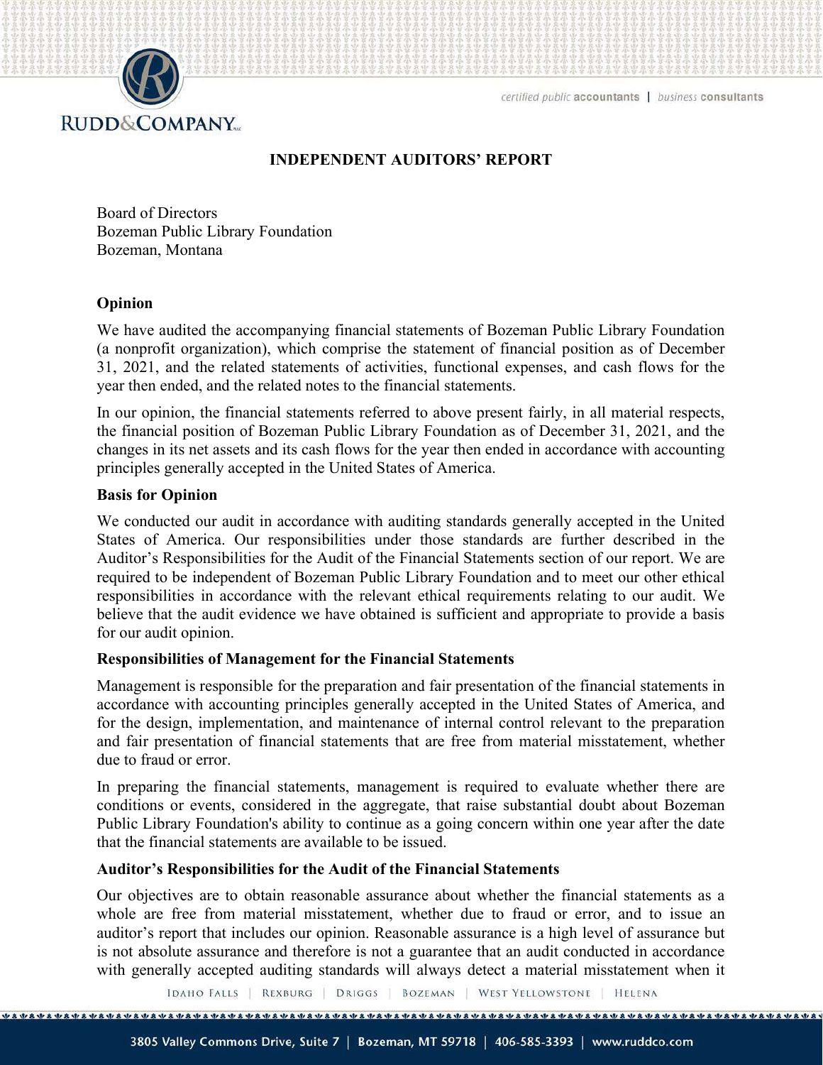# INDEPENDENT AUDITORS' REPORT

Board of Directors
Bozeman Public Library Foundation
Bozeman, Montana

**Opinion**

We have audited the accompanying financial statements of Bozeman Public Library Foundation (a nonprofit organization), which comprise the statement of financial position as of December 31, 2021, and the related statements of activities, functional expenses, and cash flows for the year then ended, and the related notes to the financial statements.

In our opinion, the financial statements referred to above present fairly, in all material respects, the financial position of Bozeman Public Library Foundation as of December 31, 2021, and the changes in its net assets and its cash flows for the year then ended in accordance with accounting principles generally accepted in the United States of America.

**Basis for Opinion**

We conducted our audit in accordance with auditing standards generally accepted in the United States of America. Our responsibilities under those standards are further described in the Auditor's Responsibilities for the Audit of the Financial Statements section of our report. We are required to be independent of Bozeman Public Library Foundation and to meet our other ethical responsibilities in accordance with the relevant ethical requirements relating to our audit. We believe that the audit evidence we have obtained is sufficient and appropriate to provide a basis for our audit opinion.

**Responsibilities of Management for the Financial Statements**

Management is responsible for the preparation and fair presentation of the financial statements in accordance with accounting principles generally accepted in the United States of America, and for the design, implementation, and maintenance of internal control relevant to the preparation and fair presentation of financial statements that are free from material misstatement, whether due to fraud or error.

In preparing the financial statements, management is required to evaluate whether there are conditions or events, considered in the aggregate, that raise substantial doubt about Bozeman Public Library Foundation's ability to continue as a going concern within one year after the date that the financial statements are available to be issued.

**Auditor's Responsibilities for the Audit of the Financial Statements**

Our objectives are to obtain reasonable assurance about whether the financial statements as a whole are free from material misstatement, whether due to fraud or error, and to issue an auditor's report that includes our opinion. Reasonable assurance is a high level of assurance but is not absolute assurance and therefore is not a guarantee that an audit conducted in accordance with generally accepted auditing standards will always detect a material misstatement when it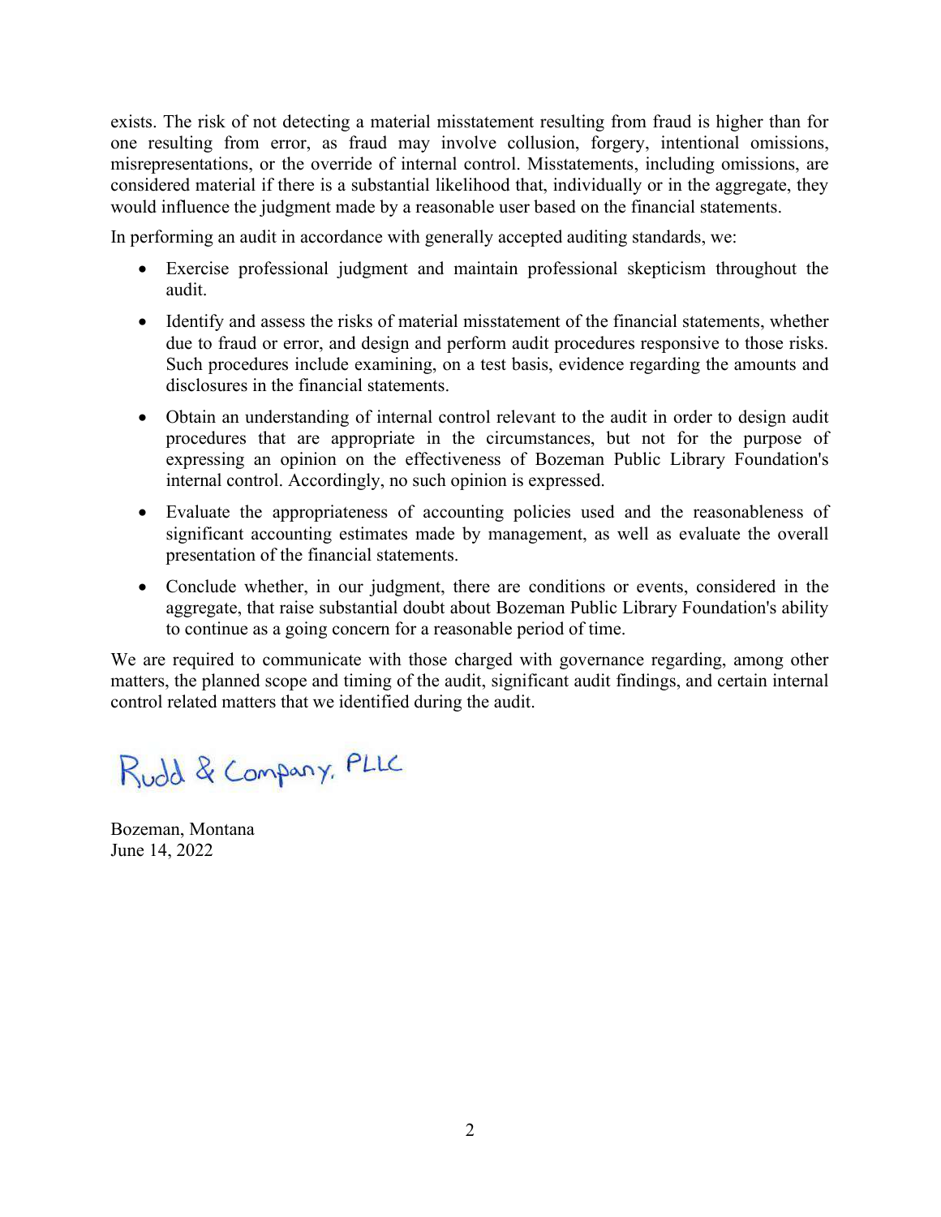exists. The risk of not detecting a material misstatement resulting from fraud is higher than for one resulting from error, as fraud may involve collusion, forgery, intentional omissions, misrepresentations, or the override of internal control. Misstatements, including omissions, are considered material if there is a substantial likelihood that, individually or in the aggregate, they would influence the judgment made by a reasonable user based on the financial statements.

In performing an audit in accordance with generally accepted auditing standards, we:

- Exercise professional judgment and maintain professional skepticism throughout the audit.
- Identify and assess the risks of material misstatement of the financial statements, whether due to fraud or error, and design and perform audit procedures responsive to those risks. Such procedures include examining, on a test basis, evidence regarding the amounts and disclosures in the financial statements.
- Obtain an understanding of internal control relevant to the audit in order to design audit procedures that are appropriate in the circumstances, but not for the purpose of expressing an opinion on the effectiveness of Bozeman Public Library Foundation's internal control. Accordingly, no such opinion is expressed.
- Evaluate the appropriateness of accounting policies used and the reasonableness of significant accounting estimates made by management, as well as evaluate the overall presentation of the financial statements.
- Conclude whether, in our judgment, there are conditions or events, considered in the aggregate, that raise substantial doubt about Bozeman Public Library Foundation's ability to continue as a going concern for a reasonable period of time.

We are required to communicate with those charged with governance regarding, among other matters, the planned scope and timing of the audit, significant audit findings, and certain internal control related matters that we identified during the audit.

Rudd & Company, PLLC

Bozeman, Montana
June 14, 2022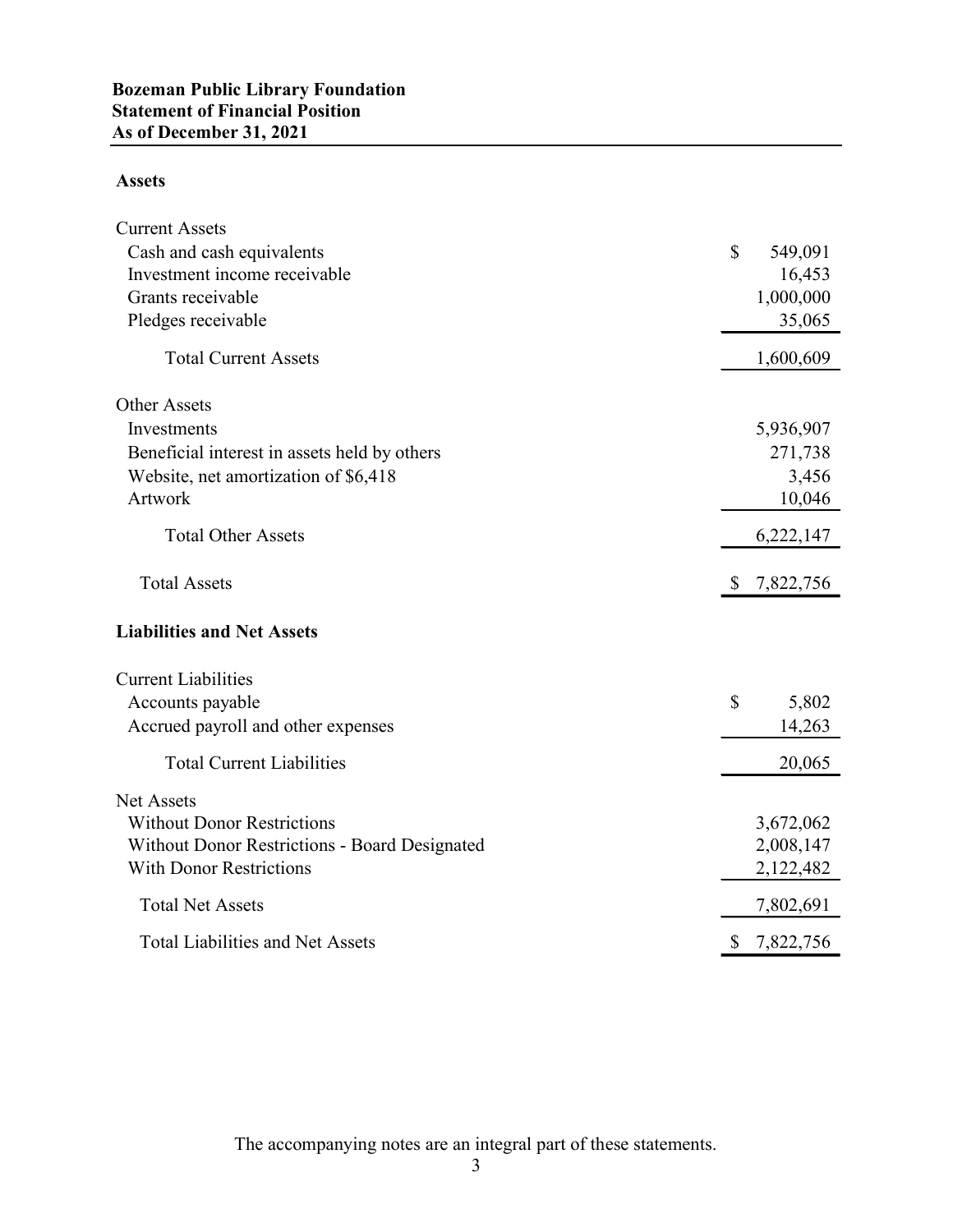**Bozeman Public Library Foundation**
**Statement of Financial Position**
**As of December 31, 2021**

**Assets**

| | |
|---|---|
| Current Assets | |
| Cash and cash equivalents | $ 549,091 |
| Investment income receivable | 16,453 |
| Grants receivable | 1,000,000 |
| Pledges receivable | 35,065 |
| Total Current Assets | 1,600,609 |
| Other Assets | |
| Investments | 5,936,907 |
| Beneficial interest in assets held by others | 271,738 |
| Website, net amortization of $6,418 | 3,456 |
| Artwork | 10,046 |
| Total Other Assets | 6,222,147 |
| Total Assets | $ 7,822,756 |

**Liabilities and Net Assets**

| | |
|---|---|
| Current Liabilities | |
| Accounts payable | $ 5,802 |
| Accrued payroll and other expenses | 14,263 |
| Total Current Liabilities | 20,065 |
| Net Assets | |
| Without Donor Restrictions | 3,672,062 |
| Without Donor Restrictions - Board Designated | 2,008,147 |
| With Donor Restrictions | 2,122,482 |
| Total Net Assets | 7,802,691 |
| Total Liabilities and Net Assets | $ 7,822,756 |

The accompanying notes are an integral part of these statements.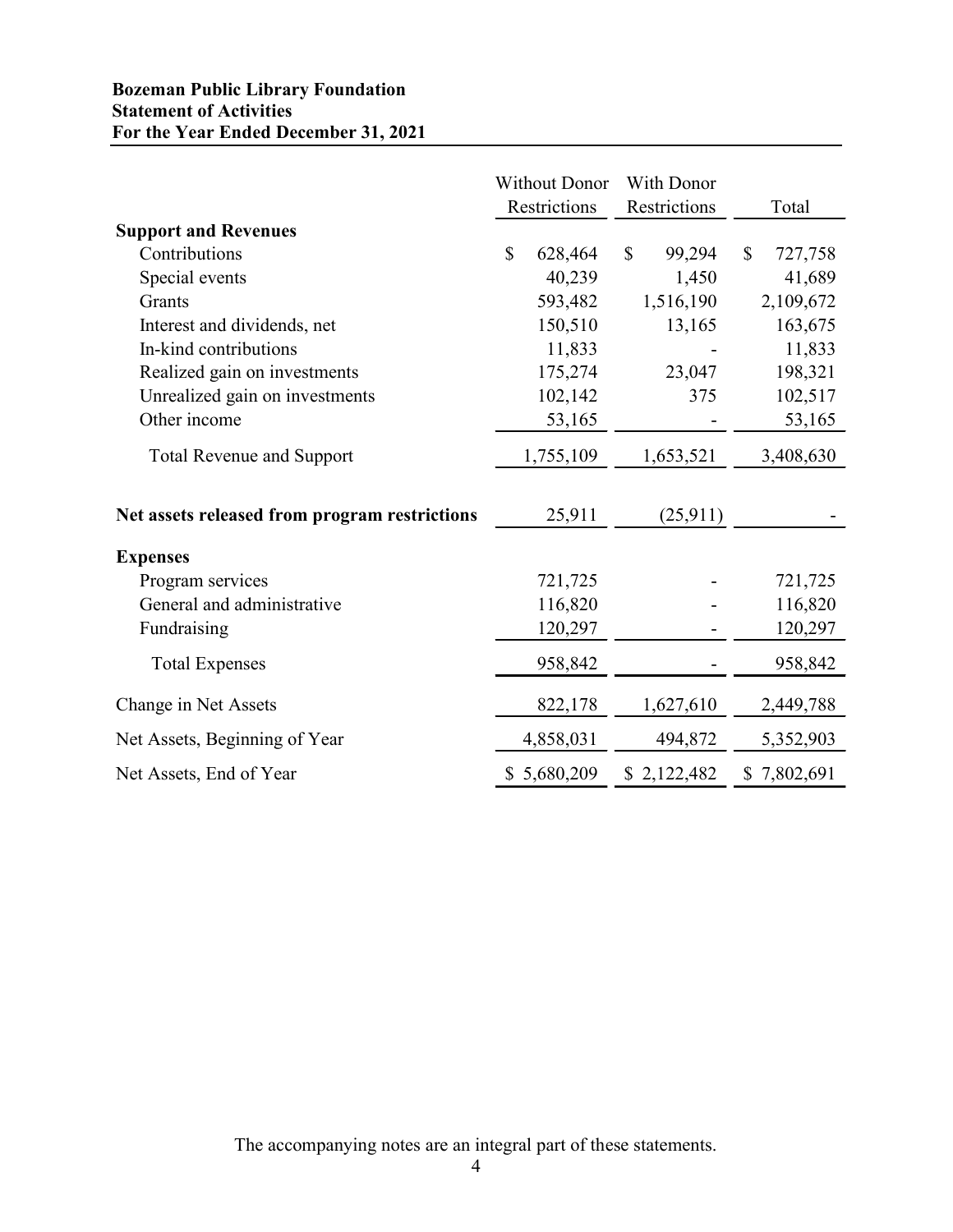**Bozeman Public Library Foundation**
**Statement of Activities**
**For the Year Ended December 31, 2021**

| | Without Donor Restrictions | With Donor Restrictions | Total |
|---|---|---|---|
| **Support and Revenues** | | | |
| Contributions | $ 628,464 | $ 99,294 | $ 727,758 |
| Special events | 40,239 | 1,450 | 41,689 |
| Grants | 593,482 | 1,516,190 | 2,109,672 |
| Interest and dividends, net | 150,510 | 13,165 | 163,675 |
| In-kind contributions | 11,833 | - | 11,833 |
| Realized gain on investments | 175,274 | 23,047 | 198,321 |
| Unrealized gain on investments | 102,142 | 375 | 102,517 |
| Other income | 53,165 | - | 53,165 |
| Total Revenue and Support | 1,755,109 | 1,653,521 | 3,408,630 |
| **Net assets released from program restrictions** | 25,911 | (25,911) | - |
| **Expenses** | | | |
| Program services | 721,725 | - | 721,725 |
| General and administrative | 116,820 | - | 116,820 |
| Fundraising | 120,297 | - | 120,297 |
| Total Expenses | 958,842 | - | 958,842 |
| Change in Net Assets | 822,178 | 1,627,610 | 2,449,788 |
| Net Assets, Beginning of Year | 4,858,031 | 494,872 | 5,352,903 |
| Net Assets, End of Year | $ 5,680,209 | $ 2,122,482 | $ 7,802,691 |

The accompanying notes are an integral part of these statements.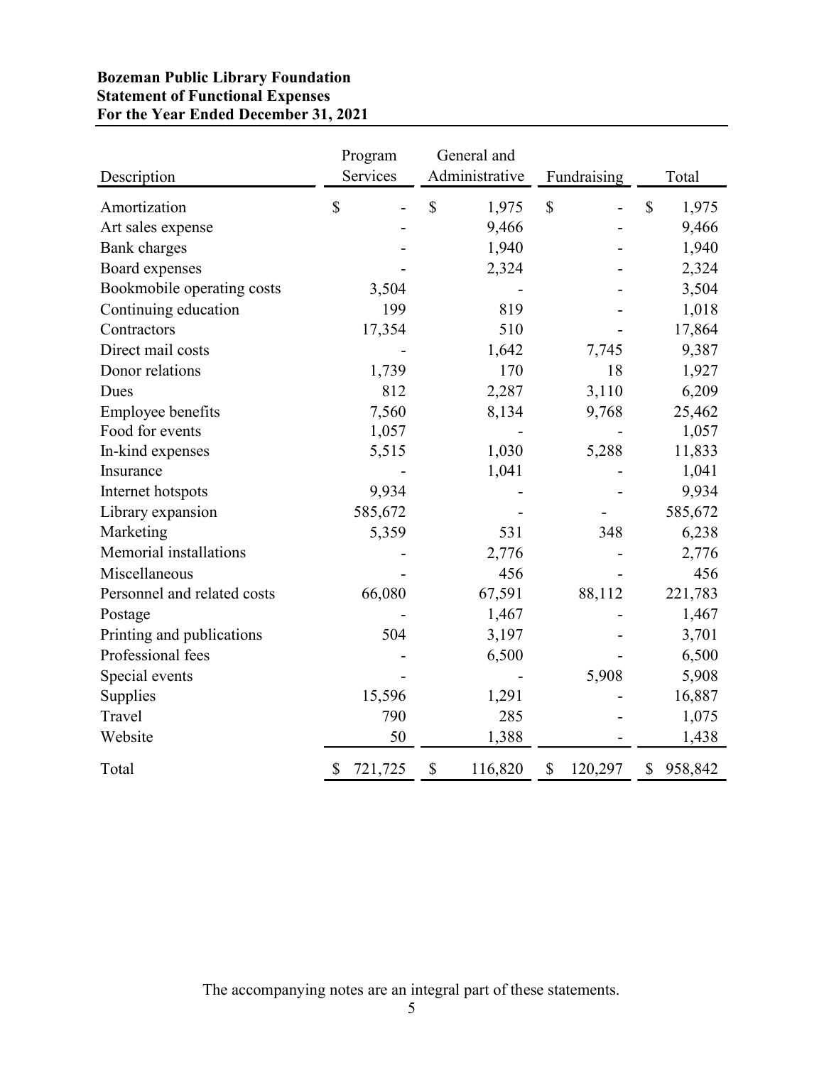**Bozeman Public Library Foundation**
**Statement of Functional Expenses**
**For the Year Ended December 31, 2021**

| Description | Program Services | General and Administrative | Fundraising | Total |
|---|---|---|---|---|
| Amortization | $ - | $ 1,975 | $ - | $ 1,975 |
| Art sales expense | - | 9,466 | - | 9,466 |
| Bank charges | - | 1,940 | - | 1,940 |
| Board expenses | - | 2,324 | - | 2,324 |
| Bookmobile operating costs | 3,504 | - | - | 3,504 |
| Continuing education | 199 | 819 | - | 1,018 |
| Contractors | 17,354 | 510 | - | 17,864 |
| Direct mail costs | - | 1,642 | 7,745 | 9,387 |
| Donor relations | 1,739 | 170 | 18 | 1,927 |
| Dues | 812 | 2,287 | 3,110 | 6,209 |
| Employee benefits | 7,560 | 8,134 | 9,768 | 25,462 |
| Food for events | 1,057 | - | - | 1,057 |
| In-kind expenses | 5,515 | 1,030 | 5,288 | 11,833 |
| Insurance | - | 1,041 | - | 1,041 |
| Internet hotspots | 9,934 | - | - | 9,934 |
| Library expansion | 585,672 | - | - | 585,672 |
| Marketing | 5,359 | 531 | 348 | 6,238 |
| Memorial installations | - | 2,776 | - | 2,776 |
| Miscellaneous | - | 456 | - | 456 |
| Personnel and related costs | 66,080 | 67,591 | 88,112 | 221,783 |
| Postage | - | 1,467 | - | 1,467 |
| Printing and publications | 504 | 3,197 | - | 3,701 |
| Professional fees | - | 6,500 | - | 6,500 |
| Special events | - | - | 5,908 | 5,908 |
| Supplies | 15,596 | 1,291 | - | 16,887 |
| Travel | 790 | 285 | - | 1,075 |
| Website | 50 | 1,388 | - | 1,438 |
| Total | $ 721,725 | $ 116,820 | $ 120,297 | $ 958,842 |

The accompanying notes are an integral part of these statements.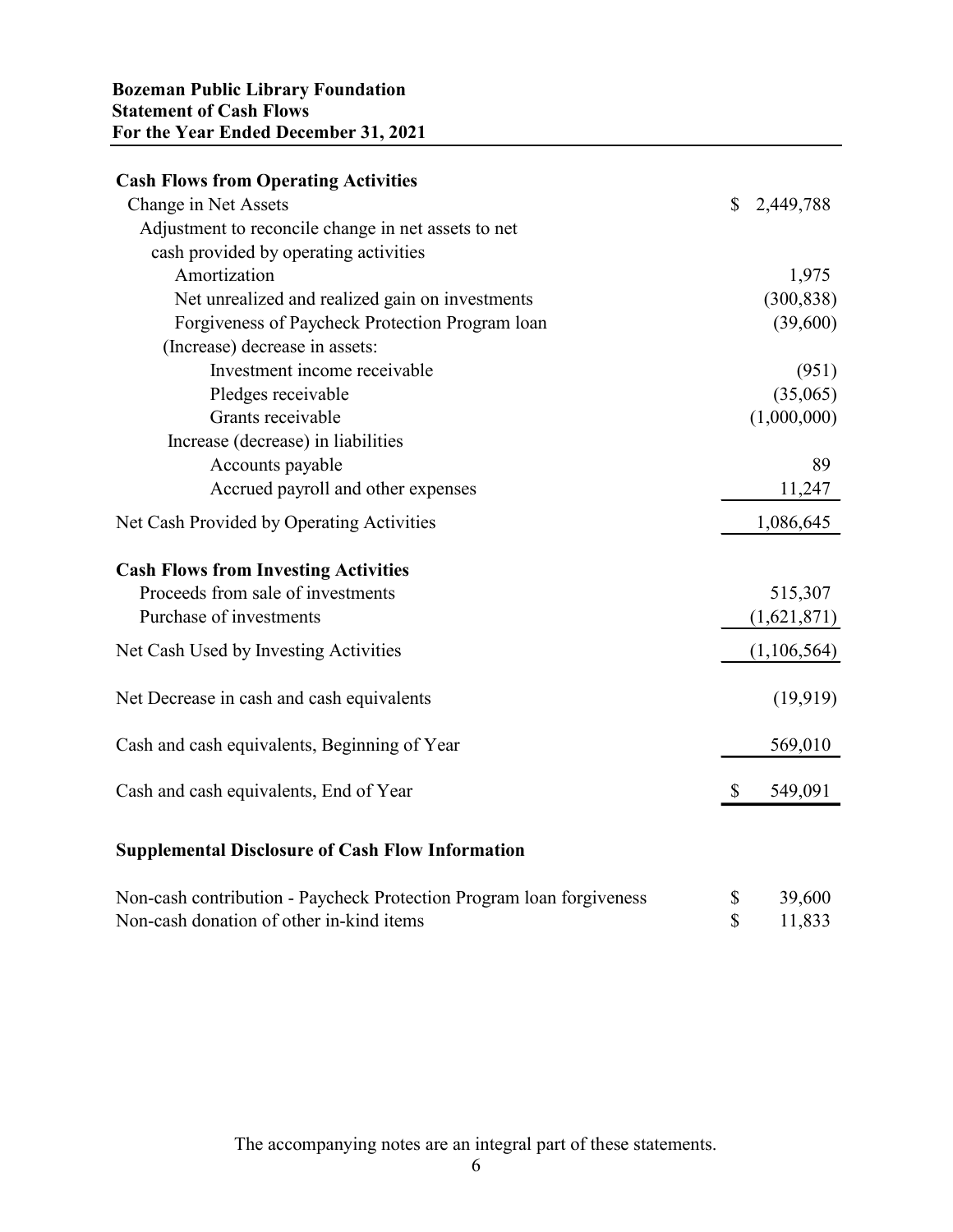**Bozeman Public Library Foundation**
**Statement of Cash Flows**
**For the Year Ended December 31, 2021**

| | |
|---|---|
| **Cash Flows from Operating Activities** | |
| Change in Net Assets | $ 2,449,788 |
| Adjustment to reconcile change in net assets to net cash provided by operating activities | |
| Amortization | 1,975 |
| Net unrealized and realized gain on investments | (300,838) |
| Forgiveness of Paycheck Protection Program loan | (39,600) |
| (Increase) decrease in assets: | |
| Investment income receivable | (951) |
| Pledges receivable | (35,065) |
| Grants receivable | (1,000,000) |
| Increase (decrease) in liabilities | |
| Accounts payable | 89 |
| Accrued payroll and other expenses | 11,247 |
| Net Cash Provided by Operating Activities | 1,086,645 |
| **Cash Flows from Investing Activities** | |
| Proceeds from sale of investments | 515,307 |
| Purchase of investments | (1,621,871) |
| Net Cash Used by Investing Activities | (1,106,564) |
| Net Decrease in cash and cash equivalents | (19,919) |
| Cash and cash equivalents, Beginning of Year | 569,010 |
| Cash and cash equivalents, End of Year | $ 549,091 |

**Supplemental Disclosure of Cash Flow Information**

| | |
|---|---|
| Non-cash contribution - Paycheck Protection Program loan forgiveness | $ 39,600 |
| Non-cash donation of other in-kind items | $ 11,833 |

The accompanying notes are an integral part of these statements.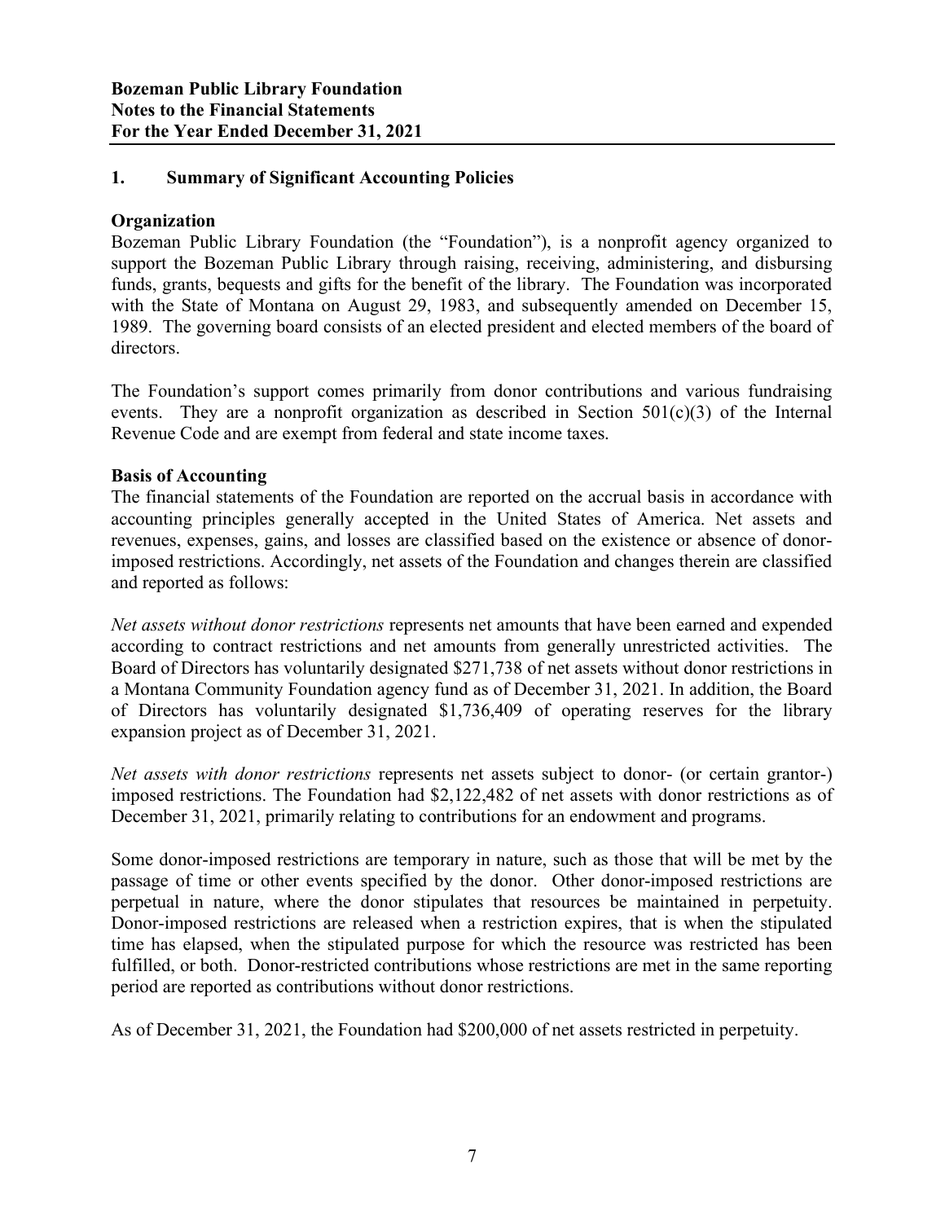**Bozeman Public Library Foundation**
**Notes to the Financial Statements**
**For the Year Ended December 31, 2021**

## 1. Summary of Significant Accounting Policies

### Organization

Bozeman Public Library Foundation (the "Foundation"), is a nonprofit agency organized to support the Bozeman Public Library through raising, receiving, administering, and disbursing funds, grants, bequests and gifts for the benefit of the library. The Foundation was incorporated with the State of Montana on August 29, 1983, and subsequently amended on December 15, 1989. The governing board consists of an elected president and elected members of the board of directors.

The Foundation's support comes primarily from donor contributions and various fundraising events. They are a nonprofit organization as described in Section 501(c)(3) of the Internal Revenue Code and are exempt from federal and state income taxes.

### Basis of Accounting

The financial statements of the Foundation are reported on the accrual basis in accordance with accounting principles generally accepted in the United States of America. Net assets and revenues, expenses, gains, and losses are classified based on the existence or absence of donor-imposed restrictions. Accordingly, net assets of the Foundation and changes therein are classified and reported as follows:

*Net assets without donor restrictions* represents net amounts that have been earned and expended according to contract restrictions and net amounts from generally unrestricted activities. The Board of Directors has voluntarily designated $271,738 of net assets without donor restrictions in a Montana Community Foundation agency fund as of December 31, 2021. In addition, the Board of Directors has voluntarily designated $1,736,409 of operating reserves for the library expansion project as of December 31, 2021.

*Net assets with donor restrictions* represents net assets subject to donor- (or certain grantor-) imposed restrictions. The Foundation had $2,122,482 of net assets with donor restrictions as of December 31, 2021, primarily relating to contributions for an endowment and programs.

Some donor-imposed restrictions are temporary in nature, such as those that will be met by the passage of time or other events specified by the donor. Other donor-imposed restrictions are perpetual in nature, where the donor stipulates that resources be maintained in perpetuity. Donor-imposed restrictions are released when a restriction expires, that is when the stipulated time has elapsed, when the stipulated purpose for which the resource was restricted has been fulfilled, or both. Donor-restricted contributions whose restrictions are met in the same reporting period are reported as contributions without donor restrictions.

As of December 31, 2021, the Foundation had $200,000 of net assets restricted in perpetuity.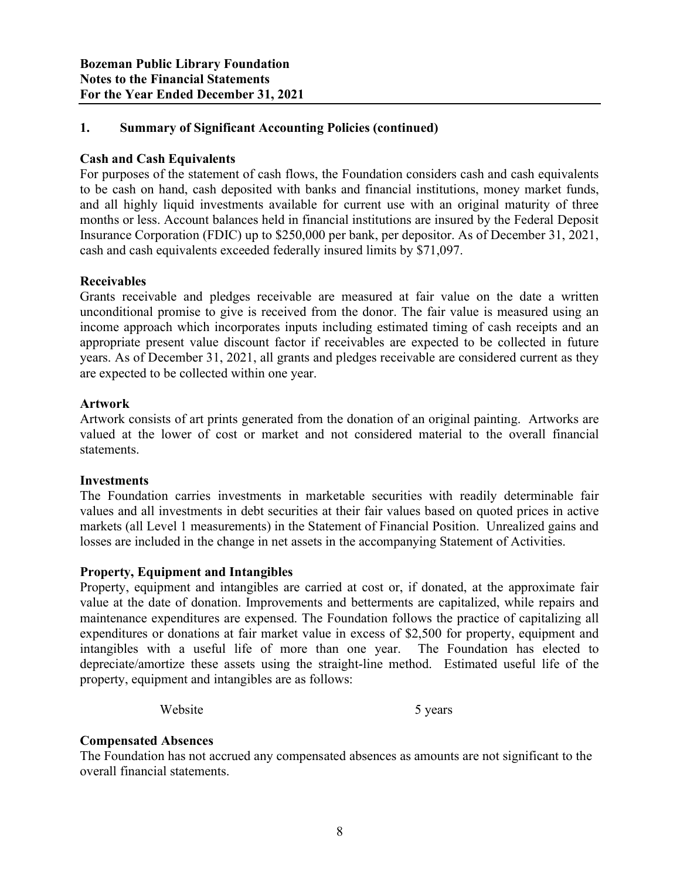**Bozeman Public Library Foundation**
**Notes to the Financial Statements**
**For the Year Ended December 31, 2021**

## 1. Summary of Significant Accounting Policies (continued)

### Cash and Cash Equivalents

For purposes of the statement of cash flows, the Foundation considers cash and cash equivalents to be cash on hand, cash deposited with banks and financial institutions, money market funds, and all highly liquid investments available for current use with an original maturity of three months or less. Account balances held in financial institutions are insured by the Federal Deposit Insurance Corporation (FDIC) up to $250,000 per bank, per depositor. As of December 31, 2021, cash and cash equivalents exceeded federally insured limits by $71,097.

### Receivables

Grants receivable and pledges receivable are measured at fair value on the date a written unconditional promise to give is received from the donor. The fair value is measured using an income approach which incorporates inputs including estimated timing of cash receipts and an appropriate present value discount factor if receivables are expected to be collected in future years. As of December 31, 2021, all grants and pledges receivable are considered current as they are expected to be collected within one year.

### Artwork

Artwork consists of art prints generated from the donation of an original painting. Artworks are valued at the lower of cost or market and not considered material to the overall financial statements.

### Investments

The Foundation carries investments in marketable securities with readily determinable fair values and all investments in debt securities at their fair values based on quoted prices in active markets (all Level 1 measurements) in the Statement of Financial Position. Unrealized gains and losses are included in the change in net assets in the accompanying Statement of Activities.

### Property, Equipment and Intangibles

Property, equipment and intangibles are carried at cost or, if donated, at the approximate fair value at the date of donation. Improvements and betterments are capitalized, while repairs and maintenance expenditures are expensed. The Foundation follows the practice of capitalizing all expenditures or donations at fair market value in excess of $2,500 for property, equipment and intangibles with a useful life of more than one year. The Foundation has elected to depreciate/amortize these assets using the straight-line method. Estimated useful life of the property, equipment and intangibles are as follows:

| | |
|---|---|
| Website | 5 years |

### Compensated Absences

The Foundation has not accrued any compensated absences as amounts are not significant to the overall financial statements.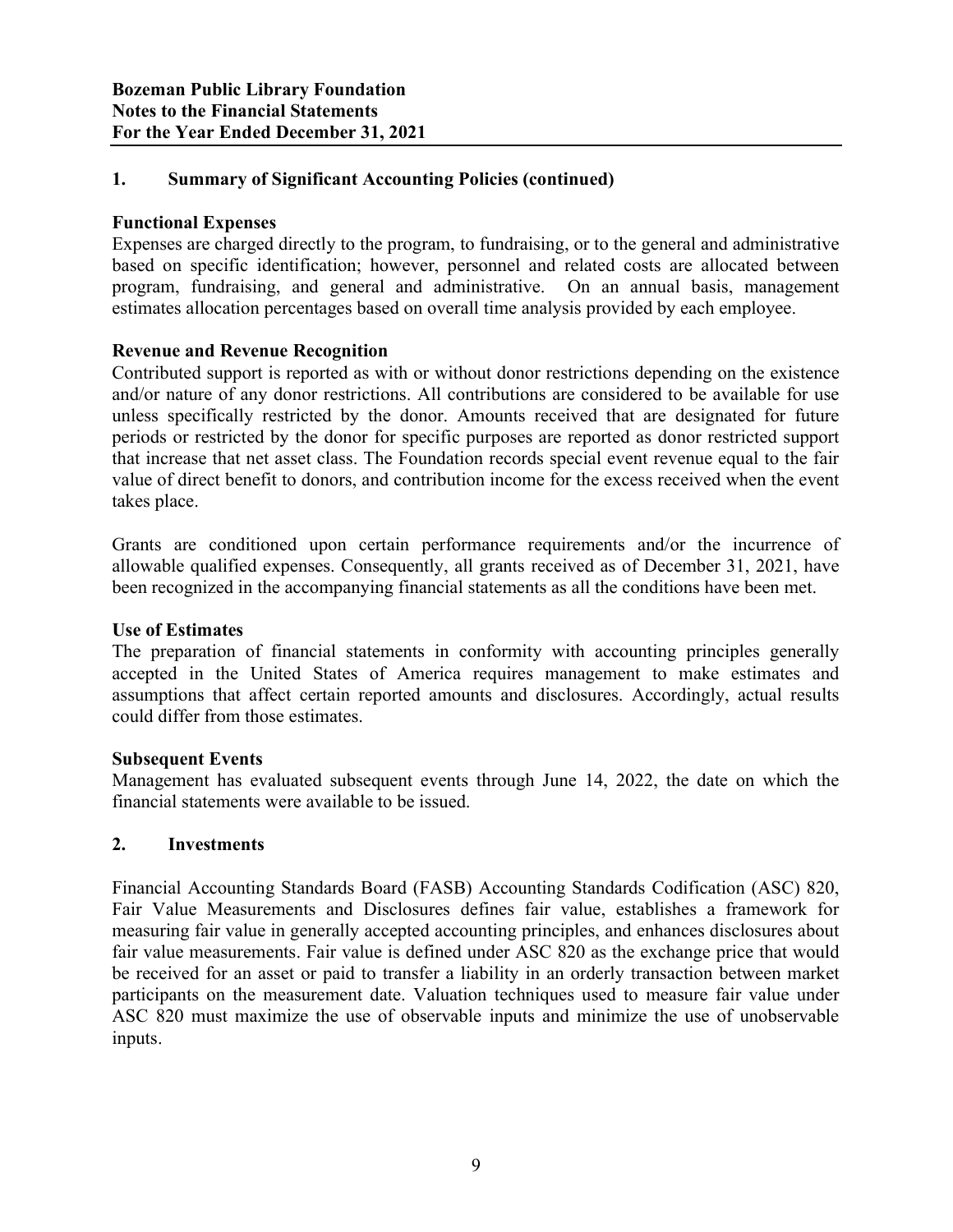**Bozeman Public Library Foundation**
**Notes to the Financial Statements**
**For the Year Ended December 31, 2021**

## 1. Summary of Significant Accounting Policies (continued)

**Functional Expenses**

Expenses are charged directly to the program, to fundraising, or to the general and administrative based on specific identification; however, personnel and related costs are allocated between program, fundraising, and general and administrative. On an annual basis, management estimates allocation percentages based on overall time analysis provided by each employee.

**Revenue and Revenue Recognition**

Contributed support is reported as with or without donor restrictions depending on the existence and/or nature of any donor restrictions. All contributions are considered to be available for use unless specifically restricted by the donor. Amounts received that are designated for future periods or restricted by the donor for specific purposes are reported as donor restricted support that increase that net asset class. The Foundation records special event revenue equal to the fair value of direct benefit to donors, and contribution income for the excess received when the event takes place.

Grants are conditioned upon certain performance requirements and/or the incurrence of allowable qualified expenses. Consequently, all grants received as of December 31, 2021, have been recognized in the accompanying financial statements as all the conditions have been met.

**Use of Estimates**

The preparation of financial statements in conformity with accounting principles generally accepted in the United States of America requires management to make estimates and assumptions that affect certain reported amounts and disclosures. Accordingly, actual results could differ from those estimates.

**Subsequent Events**

Management has evaluated subsequent events through June 14, 2022, the date on which the financial statements were available to be issued.

## 2. Investments

Financial Accounting Standards Board (FASB) Accounting Standards Codification (ASC) 820, Fair Value Measurements and Disclosures defines fair value, establishes a framework for measuring fair value in generally accepted accounting principles, and enhances disclosures about fair value measurements. Fair value is defined under ASC 820 as the exchange price that would be received for an asset or paid to transfer a liability in an orderly transaction between market participants on the measurement date. Valuation techniques used to measure fair value under ASC 820 must maximize the use of observable inputs and minimize the use of unobservable inputs.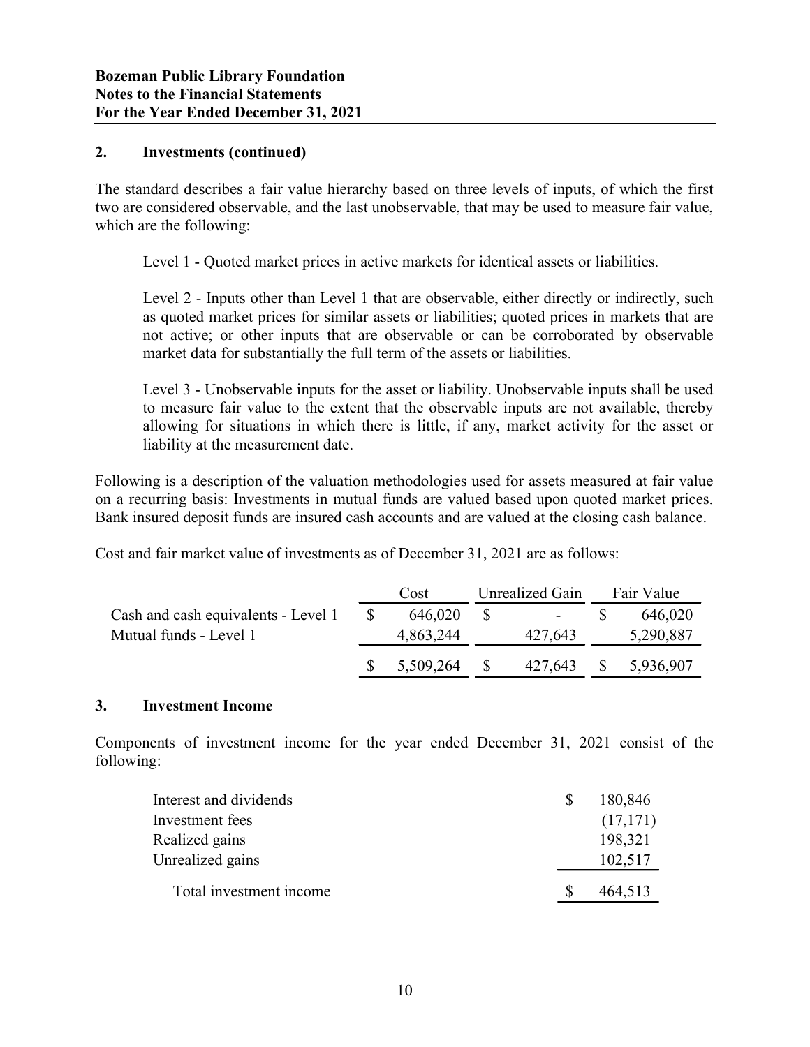## 2. Investments (continued)

The standard describes a fair value hierarchy based on three levels of inputs, of which the first two are considered observable, and the last unobservable, that may be used to measure fair value, which are the following:

Level 1 - Quoted market prices in active markets for identical assets or liabilities.

Level 2 - Inputs other than Level 1 that are observable, either directly or indirectly, such as quoted market prices for similar assets or liabilities; quoted prices in markets that are not active; or other inputs that are observable or can be corroborated by observable market data for substantially the full term of the assets or liabilities.

Level 3 - Unobservable inputs for the asset or liability. Unobservable inputs shall be used to measure fair value to the extent that the observable inputs are not available, thereby allowing for situations in which there is little, if any, market activity for the asset or liability at the measurement date.

Following is a description of the valuation methodologies used for assets measured at fair value on a recurring basis: Investments in mutual funds are valued based upon quoted market prices. Bank insured deposit funds are insured cash accounts and are valued at the closing cash balance.

Cost and fair market value of investments as of December 31, 2021 are as follows:

| | Cost | Unrealized Gain | Fair Value |
|---|---|---|---|
| Cash and cash equivalents - Level 1 | $ 646,020 | $ - | $ 646,020 |
| Mutual funds - Level 1 | 4,863,244 | 427,643 | 5,290,887 |
| | $ 5,509,264 | $ 427,643 | $ 5,936,907 |

## 3. Investment Income

Components of investment income for the year ended December 31, 2021 consist of the following:

| | |
|---|---|
| Interest and dividends | $ 180,846 |
| Investment fees | (17,171) |
| Realized gains | 198,321 |
| Unrealized gains | 102,517 |
| Total investment income | $ 464,513 |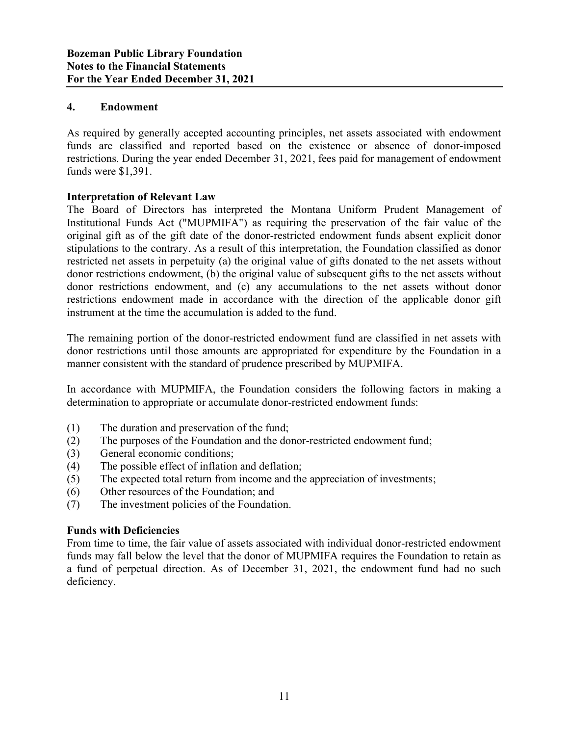## 4. Endowment

As required by generally accepted accounting principles, net assets associated with endowment funds are classified and reported based on the existence or absence of donor-imposed restrictions. During the year ended December 31, 2021, fees paid for management of endowment funds were $1,391.

### Interpretation of Relevant Law

The Board of Directors has interpreted the Montana Uniform Prudent Management of Institutional Funds Act ("MUPMIFA") as requiring the preservation of the fair value of the original gift as of the gift date of the donor-restricted endowment funds absent explicit donor stipulations to the contrary. As a result of this interpretation, the Foundation classified as donor restricted net assets in perpetuity (a) the original value of gifts donated to the net assets without donor restrictions endowment, (b) the original value of subsequent gifts to the net assets without donor restrictions endowment, and (c) any accumulations to the net assets without donor restrictions endowment made in accordance with the direction of the applicable donor gift instrument at the time the accumulation is added to the fund.

The remaining portion of the donor-restricted endowment fund are classified in net assets with donor restrictions until those amounts are appropriated for expenditure by the Foundation in a manner consistent with the standard of prudence prescribed by MUPMIFA.

In accordance with MUPMIFA, the Foundation considers the following factors in making a determination to appropriate or accumulate donor-restricted endowment funds:

(1) The duration and preservation of the fund;
(2) The purposes of the Foundation and the donor-restricted endowment fund;
(3) General economic conditions;
(4) The possible effect of inflation and deflation;
(5) The expected total return from income and the appreciation of investments;
(6) Other resources of the Foundation; and
(7) The investment policies of the Foundation.

### Funds with Deficiencies

From time to time, the fair value of assets associated with individual donor-restricted endowment funds may fall below the level that the donor of MUPMIFA requires the Foundation to retain as a fund of perpetual direction. As of December 31, 2021, the endowment fund had no such deficiency.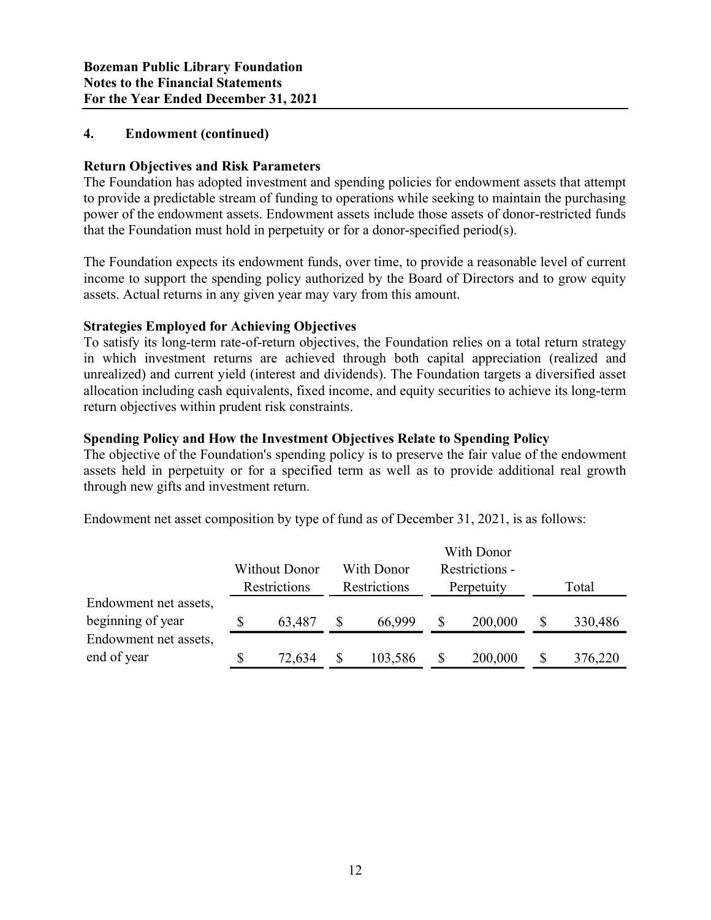## 4. Endowment (continued)

### Return Objectives and Risk Parameters

The Foundation has adopted investment and spending policies for endowment assets that attempt to provide a predictable stream of funding to operations while seeking to maintain the purchasing power of the endowment assets. Endowment assets include those assets of donor-restricted funds that the Foundation must hold in perpetuity or for a donor-specified period(s).

The Foundation expects its endowment funds, over time, to provide a reasonable level of current income to support the spending policy authorized by the Board of Directors and to grow equity assets. Actual returns in any given year may vary from this amount.

### Strategies Employed for Achieving Objectives

To satisfy its long-term rate-of-return objectives, the Foundation relies on a total return strategy in which investment returns are achieved through both capital appreciation (realized and unrealized) and current yield (interest and dividends). The Foundation targets a diversified asset allocation including cash equivalents, fixed income, and equity securities to achieve its long-term return objectives within prudent risk constraints.

### Spending Policy and How the Investment Objectives Relate to Spending Policy

The objective of the Foundation's spending policy is to preserve the fair value of the endowment assets held in perpetuity or for a specified term as well as to provide additional real growth through new gifts and investment return.

Endowment net asset composition by type of fund as of December 31, 2021, is as follows:

| | Without Donor Restrictions | With Donor Restrictions | With Donor Restrictions - Perpetuity | Total |
|---|---|---|---|---|
| Endowment net assets, beginning of year | $ 63,487 | $ 66,999 | $ 200,000 | $ 330,486 |
| Endowment net assets, end of year | $ 72,634 | $ 103,586 | $ 200,000 | $ 376,220 |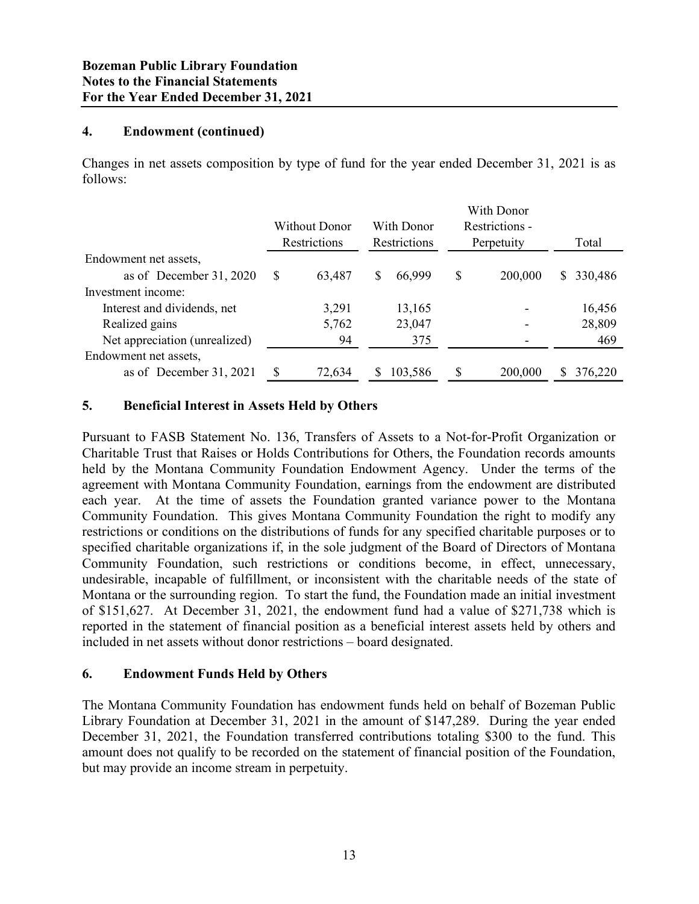## 4. Endowment (continued)

Changes in net assets composition by type of fund for the year ended December 31, 2021 is as follows:

| | Without Donor Restrictions | With Donor Restrictions | With Donor Restrictions - Perpetuity | Total |
|---|---|---|---|---|
| Endowment net assets, | | | | |
| as of December 31, 2020 | $ 63,487 | $ 66,999 | $ 200,000 | $ 330,486 |
| Investment income: | | | | |
| Interest and dividends, net | 3,291 | 13,165 | - | 16,456 |
| Realized gains | 5,762 | 23,047 | - | 28,809 |
| Net appreciation (unrealized) | 94 | 375 | - | 469 |
| Endowment net assets, | | | | |
| as of December 31, 2021 | $ 72,634 | $ 103,586 | $ 200,000 | $ 376,220 |

## 5. Beneficial Interest in Assets Held by Others

Pursuant to FASB Statement No. 136, Transfers of Assets to a Not-for-Profit Organization or Charitable Trust that Raises or Holds Contributions for Others, the Foundation records amounts held by the Montana Community Foundation Endowment Agency. Under the terms of the agreement with Montana Community Foundation, earnings from the endowment are distributed each year. At the time of assets the Foundation granted variance power to the Montana Community Foundation. This gives Montana Community Foundation the right to modify any restrictions or conditions on the distributions of funds for any specified charitable purposes or to specified charitable organizations if, in the sole judgment of the Board of Directors of Montana Community Foundation, such restrictions or conditions become, in effect, unnecessary, undesirable, incapable of fulfillment, or inconsistent with the charitable needs of the state of Montana or the surrounding region. To start the fund, the Foundation made an initial investment of $151,627. At December 31, 2021, the endowment fund had a value of $271,738 which is reported in the statement of financial position as a beneficial interest assets held by others and included in net assets without donor restrictions – board designated.

## 6. Endowment Funds Held by Others

The Montana Community Foundation has endowment funds held on behalf of Bozeman Public Library Foundation at December 31, 2021 in the amount of $147,289. During the year ended December 31, 2021, the Foundation transferred contributions totaling $300 to the fund. This amount does not qualify to be recorded on the statement of financial position of the Foundation, but may provide an income stream in perpetuity.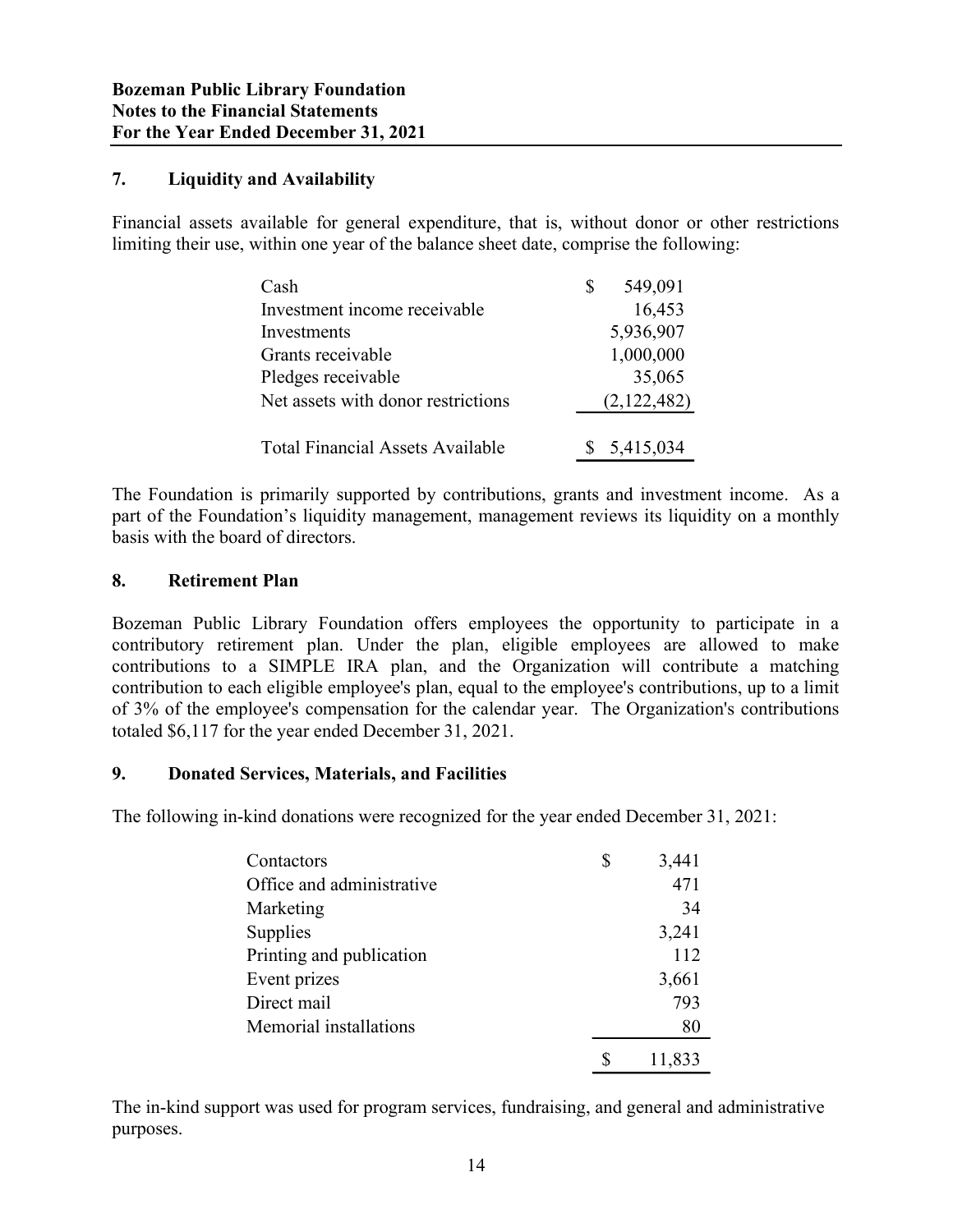**Bozeman Public Library Foundation**
**Notes to the Financial Statements**
**For the Year Ended December 31, 2021**

## 7. Liquidity and Availability

Financial assets available for general expenditure, that is, without donor or other restrictions limiting their use, within one year of the balance sheet date, comprise the following:

| | |
|---|---|
| Cash | $ 549,091 |
| Investment income receivable | 16,453 |
| Investments | 5,936,907 |
| Grants receivable | 1,000,000 |
| Pledges receivable | 35,065 |
| Net assets with donor restrictions | (2,122,482) |
| Total Financial Assets Available | $ 5,415,034 |

The Foundation is primarily supported by contributions, grants and investment income. As a part of the Foundation's liquidity management, management reviews its liquidity on a monthly basis with the board of directors.

## 8. Retirement Plan

Bozeman Public Library Foundation offers employees the opportunity to participate in a contributory retirement plan. Under the plan, eligible employees are allowed to make contributions to a SIMPLE IRA plan, and the Organization will contribute a matching contribution to each eligible employee's plan, equal to the employee's contributions, up to a limit of 3% of the employee's compensation for the calendar year. The Organization's contributions totaled $6,117 for the year ended December 31, 2021.

## 9. Donated Services, Materials, and Facilities

The following in-kind donations were recognized for the year ended December 31, 2021:

| | |
|---|---|
| Contactors | $ 3,441 |
| Office and administrative | 471 |
| Marketing | 34 |
| Supplies | 3,241 |
| Printing and publication | 112 |
| Event prizes | 3,661 |
| Direct mail | 793 |
| Memorial installations | 80 |
| | $ 11,833 |

The in-kind support was used for program services, fundraising, and general and administrative purposes.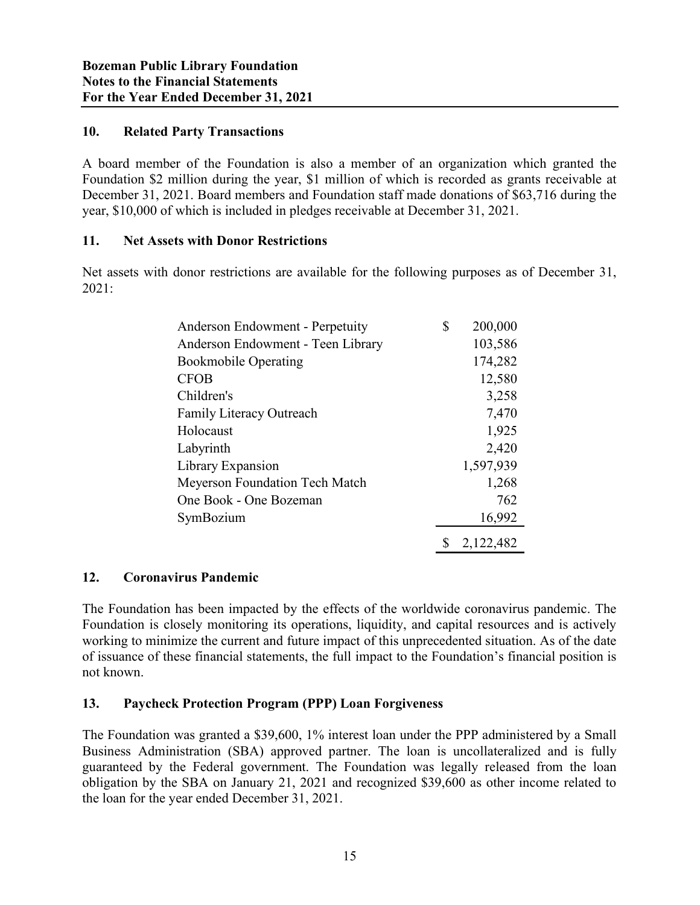**Bozeman Public Library Foundation**
**Notes to the Financial Statements**
**For the Year Ended December 31, 2021**

## 10. Related Party Transactions

A board member of the Foundation is also a member of an organization which granted the Foundation $2 million during the year, $1 million of which is recorded as grants receivable at December 31, 2021. Board members and Foundation staff made donations of $63,716 during the year, $10,000 of which is included in pledges receivable at December 31, 2021.

## 11. Net Assets with Donor Restrictions

Net assets with donor restrictions are available for the following purposes as of December 31, 2021:

| | |
|---|---|
| Anderson Endowment - Perpetuity | $ 200,000 |
| Anderson Endowment - Teen Library | 103,586 |
| Bookmobile Operating | 174,282 |
| CFOB | 12,580 |
| Children's | 3,258 |
| Family Literacy Outreach | 7,470 |
| Holocaust | 1,925 |
| Labyrinth | 2,420 |
| Library Expansion | 1,597,939 |
| Meyerson Foundation Tech Match | 1,268 |
| One Book - One Bozeman | 762 |
| SymBozium | 16,992 |
| | $ 2,122,482 |

## 12. Coronavirus Pandemic

The Foundation has been impacted by the effects of the worldwide coronavirus pandemic. The Foundation is closely monitoring its operations, liquidity, and capital resources and is actively working to minimize the current and future impact of this unprecedented situation. As of the date of issuance of these financial statements, the full impact to the Foundation's financial position is not known.

## 13. Paycheck Protection Program (PPP) Loan Forgiveness

The Foundation was granted a $39,600, 1% interest loan under the PPP administered by a Small Business Administration (SBA) approved partner. The loan is uncollateralized and is fully guaranteed by the Federal government. The Foundation was legally released from the loan obligation by the SBA on January 21, 2021 and recognized $39,600 as other income related to the loan for the year ended December 31, 2021.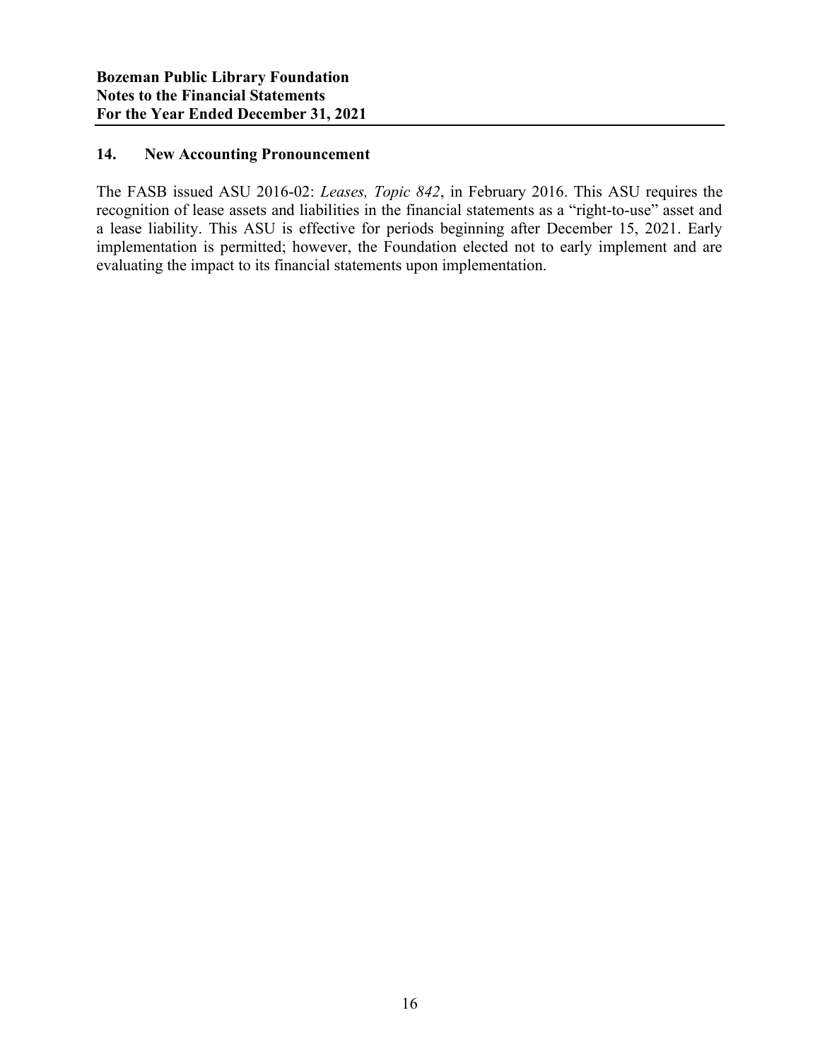## 14. New Accounting Pronouncement

The FASB issued ASU 2016-02: *Leases, Topic 842*, in February 2016. This ASU requires the recognition of lease assets and liabilities in the financial statements as a "right-to-use" asset and a lease liability. This ASU is effective for periods beginning after December 15, 2021. Early implementation is permitted; however, the Foundation elected not to early implement and are evaluating the impact to its financial statements upon implementation.